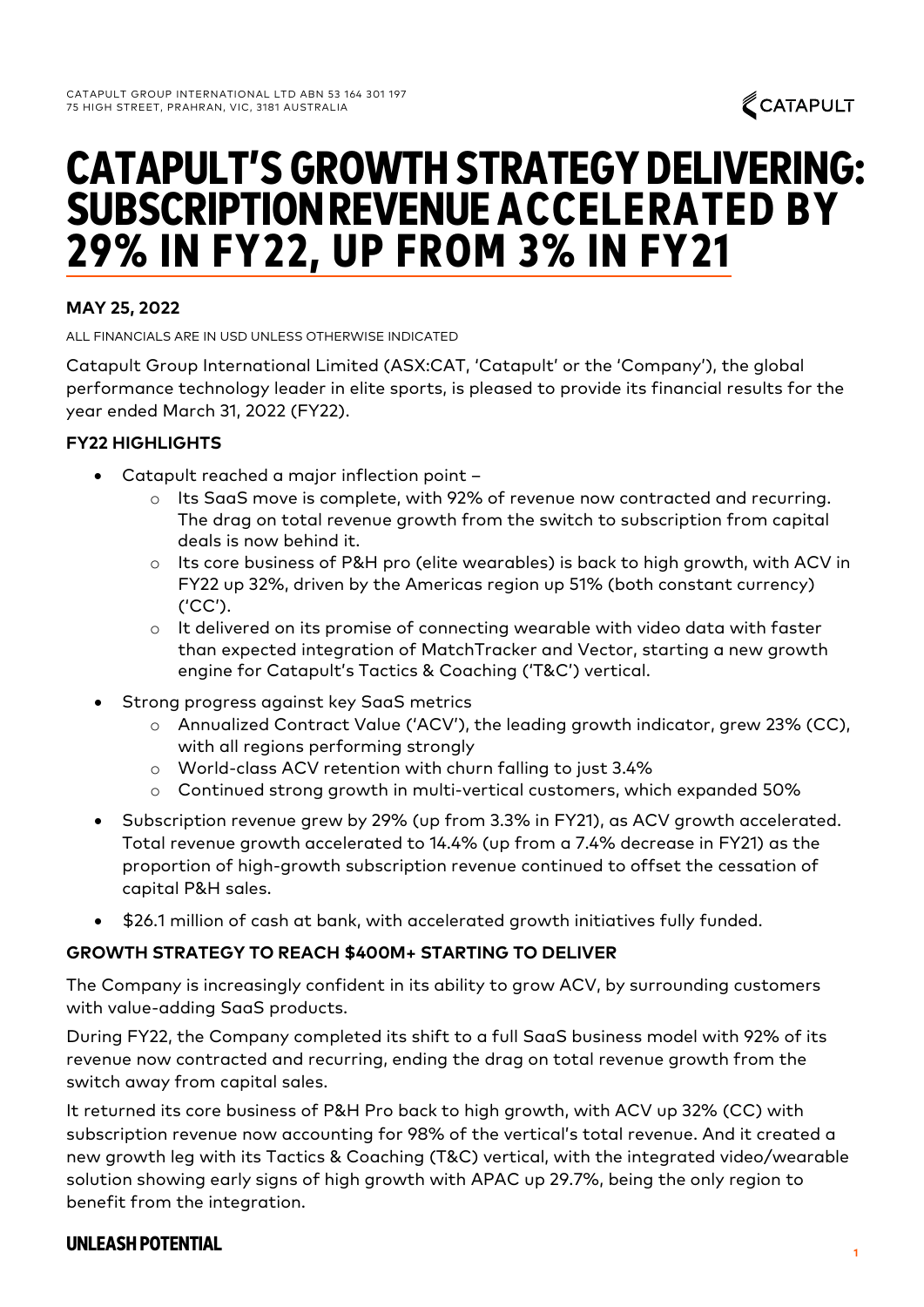CATAPULT GROUP INTERNATIONAL LTD ABN 53 164 301 197
75 HIGH STREET, PRAHRAN, VIC, 3181 AUSTRALIA

# CATAPULT'S GROWTH STRATEGY DELIVERING: SUBSCRIPTION REVENUE ACCELERATED BY 29% IN FY22, UP FROM 3% IN FY21

**MAY 25, 2022**

ALL FINANCIALS ARE IN USD UNLESS OTHERWISE INDICATED

Catapult Group International Limited (ASX:CAT, 'Catapult' or the 'Company'), the global performance technology leader in elite sports, is pleased to provide its financial results for the year ended March 31, 2022 (FY22).

**FY22 HIGHLIGHTS**

- Catapult reached a major inflection point –
  - Its SaaS move is complete, with 92% of revenue now contracted and recurring. The drag on total revenue growth from the switch to subscription from capital deals is now behind it.
  - Its core business of P&H pro (elite wearables) is back to high growth, with ACV in FY22 up 32%, driven by the Americas region up 51% (both constant currency) ('CC').
  - It delivered on its promise of connecting wearable with video data with faster than expected integration of MatchTracker and Vector, starting a new growth engine for Catapult's Tactics & Coaching ('T&C') vertical.
- Strong progress against key SaaS metrics
  - Annualized Contract Value ('ACV'), the leading growth indicator, grew 23% (CC), with all regions performing strongly
  - World-class ACV retention with churn falling to just 3.4%
  - Continued strong growth in multi-vertical customers, which expanded 50%
- Subscription revenue grew by 29% (up from 3.3% in FY21), as ACV growth accelerated. Total revenue growth accelerated to 14.4% (up from a 7.4% decrease in FY21) as the proportion of high-growth subscription revenue continued to offset the cessation of capital P&H sales.
- $26.1 million of cash at bank, with accelerated growth initiatives fully funded.

**GROWTH STRATEGY TO REACH $400M+ STARTING TO DELIVER**

The Company is increasingly confident in its ability to grow ACV, by surrounding customers with value-adding SaaS products.

During FY22, the Company completed its shift to a full SaaS business model with 92% of its revenue now contracted and recurring, ending the drag on total revenue growth from the switch away from capital sales.

It returned its core business of P&H Pro back to high growth, with ACV up 32% (CC) with subscription revenue now accounting for 98% of the vertical's total revenue. And it created a new growth leg with its Tactics & Coaching (T&C) vertical, with the integrated video/wearable solution showing early signs of high growth with APAC up 29.7%, being the only region to benefit from the integration.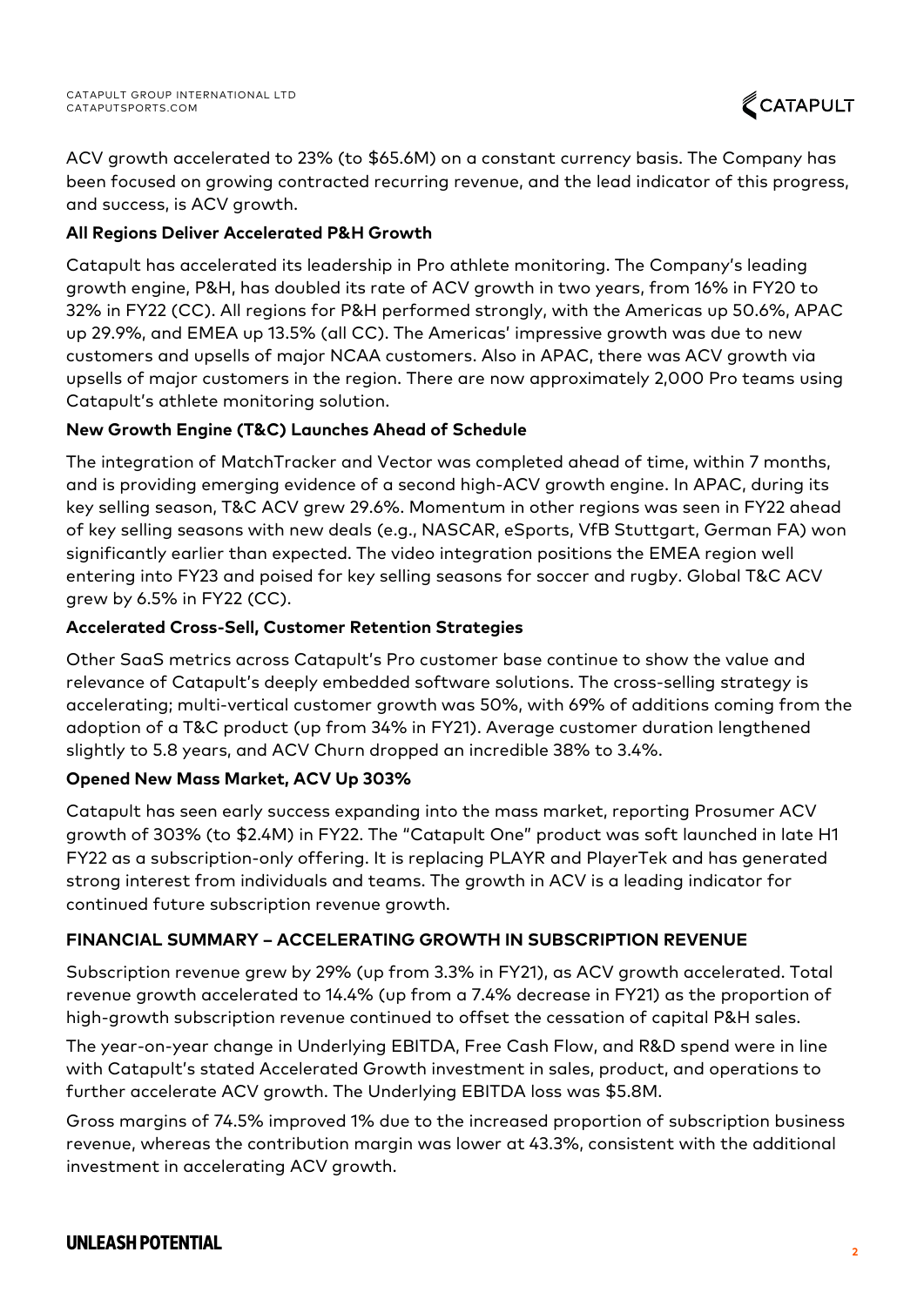ACV growth accelerated to 23% (to $65.6M) on a constant currency basis. The Company has been focused on growing contracted recurring revenue, and the lead indicator of this progress, and success, is ACV growth.

**All Regions Deliver Accelerated P&H Growth**

Catapult has accelerated its leadership in Pro athlete monitoring. The Company's leading growth engine, P&H, has doubled its rate of ACV growth in two years, from 16% in FY20 to 32% in FY22 (CC). All regions for P&H performed strongly, with the Americas up 50.6%, APAC up 29.9%, and EMEA up 13.5% (all CC). The Americas' impressive growth was due to new customers and upsells of major NCAA customers. Also in APAC, there was ACV growth via upsells of major customers in the region. There are now approximately 2,000 Pro teams using Catapult's athlete monitoring solution.

**New Growth Engine (T&C) Launches Ahead of Schedule**

The integration of MatchTracker and Vector was completed ahead of time, within 7 months, and is providing emerging evidence of a second high-ACV growth engine. In APAC, during its key selling season, T&C ACV grew 29.6%. Momentum in other regions was seen in FY22 ahead of key selling seasons with new deals (e.g., NASCAR, eSports, VfB Stuttgart, German FA) won significantly earlier than expected. The video integration positions the EMEA region well entering into FY23 and poised for key selling seasons for soccer and rugby. Global T&C ACV grew by 6.5% in FY22 (CC).

**Accelerated Cross-Sell, Customer Retention Strategies**

Other SaaS metrics across Catapult's Pro customer base continue to show the value and relevance of Catapult's deeply embedded software solutions. The cross-selling strategy is accelerating; multi-vertical customer growth was 50%, with 69% of additions coming from the adoption of a T&C product (up from 34% in FY21). Average customer duration lengthened slightly to 5.8 years, and ACV Churn dropped an incredible 38% to 3.4%.

**Opened New Mass Market, ACV Up 303%**

Catapult has seen early success expanding into the mass market, reporting Prosumer ACV growth of 303% (to $2.4M) in FY22. The "Catapult One" product was soft launched in late H1 FY22 as a subscription-only offering. It is replacing PLAYR and PlayerTek and has generated strong interest from individuals and teams. The growth in ACV is a leading indicator for continued future subscription revenue growth.

## FINANCIAL SUMMARY – ACCELERATING GROWTH IN SUBSCRIPTION REVENUE

Subscription revenue grew by 29% (up from 3.3% in FY21), as ACV growth accelerated. Total revenue growth accelerated to 14.4% (up from a 7.4% decrease in FY21) as the proportion of high-growth subscription revenue continued to offset the cessation of capital P&H sales.

The year-on-year change in Underlying EBITDA, Free Cash Flow, and R&D spend were in line with Catapult's stated Accelerated Growth investment in sales, product, and operations to further accelerate ACV growth. The Underlying EBITDA loss was $5.8M.

Gross margins of 74.5% improved 1% due to the increased proportion of subscription business revenue, whereas the contribution margin was lower at 43.3%, consistent with the additional investment in accelerating ACV growth.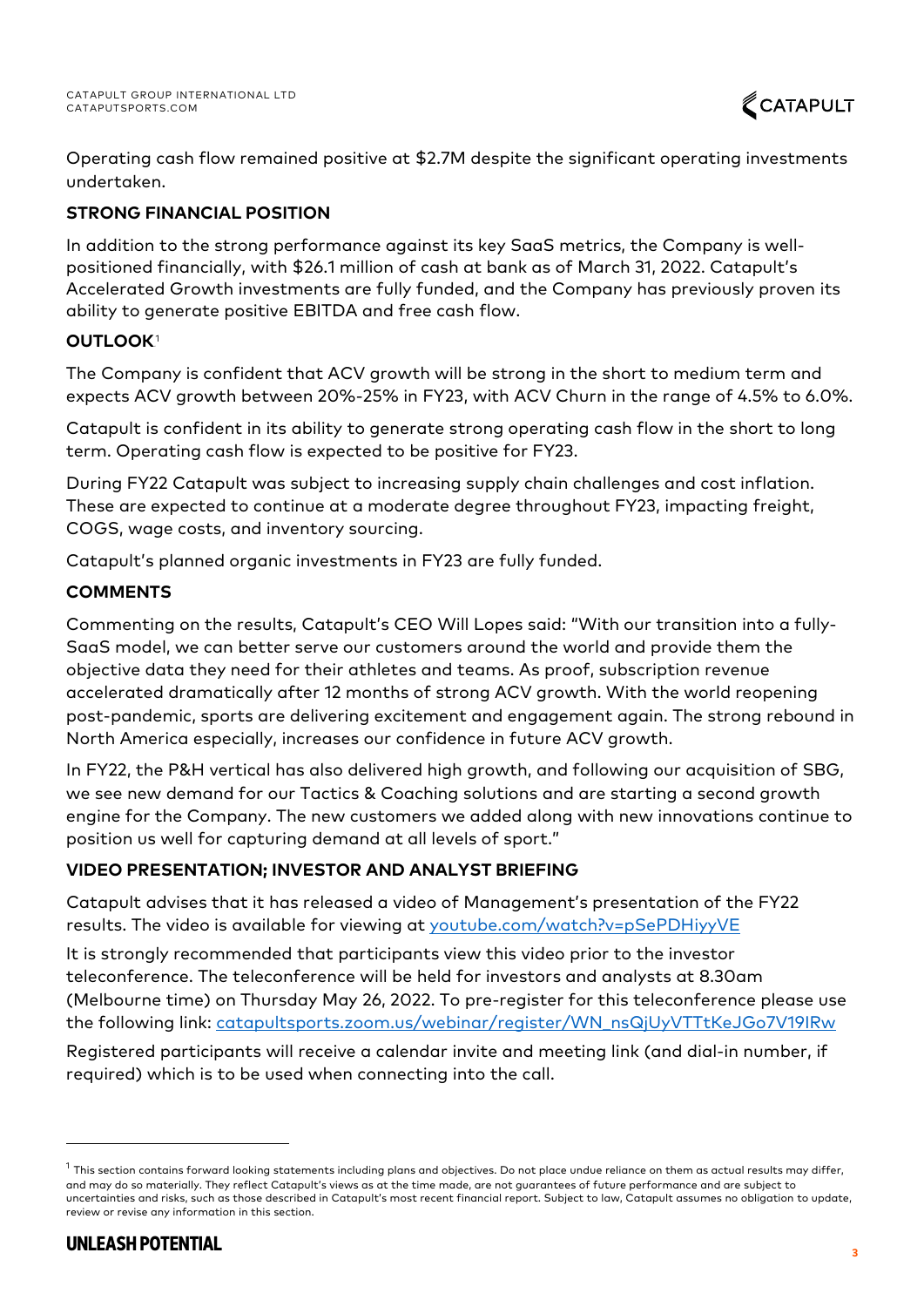Operating cash flow remained positive at $2.7M despite the significant operating investments undertaken.

**STRONG FINANCIAL POSITION**

In addition to the strong performance against its key SaaS metrics, the Company is well-positioned financially, with $26.1 million of cash at bank as of March 31, 2022. Catapult's Accelerated Growth investments are fully funded, and the Company has previously proven its ability to generate positive EBITDA and free cash flow.

**OUTLOOK**[1]

The Company is confident that ACV growth will be strong in the short to medium term and expects ACV growth between 20%-25% in FY23, with ACV Churn in the range of 4.5% to 6.0%.

Catapult is confident in its ability to generate strong operating cash flow in the short to long term. Operating cash flow is expected to be positive for FY23.

During FY22 Catapult was subject to increasing supply chain challenges and cost inflation. These are expected to continue at a moderate degree throughout FY23, impacting freight, COGS, wage costs, and inventory sourcing.

Catapult's planned organic investments in FY23 are fully funded.

**COMMENTS**

Commenting on the results, Catapult's CEO Will Lopes said: "With our transition into a fully-SaaS model, we can better serve our customers around the world and provide them the objective data they need for their athletes and teams. As proof, subscription revenue accelerated dramatically after 12 months of strong ACV growth. With the world reopening post-pandemic, sports are delivering excitement and engagement again. The strong rebound in North America especially, increases our confidence in future ACV growth.

In FY22, the P&H vertical has also delivered high growth, and following our acquisition of SBG, we see new demand for our Tactics & Coaching solutions and are starting a second growth engine for the Company. The new customers we added along with new innovations continue to position us well for capturing demand at all levels of sport."

**VIDEO PRESENTATION; INVESTOR AND ANALYST BRIEFING**

Catapult advises that it has released a video of Management's presentation of the FY22 results. The video is available for viewing at [youtube.com/watch?v=pSePDHiyyVE](https://youtube.com/watch?v=pSePDHiyyVE)

It is strongly recommended that participants view this video prior to the investor teleconference. The teleconference will be held for investors and analysts at 8.30am (Melbourne time) on Thursday May 26, 2022. To pre-register for this teleconference please use the following link: [catapultsports.zoom.us/webinar/register/WN_nsQjUyVTTtKeJGo7V19IRw](https://catapultsports.zoom.us/webinar/register/WN_nsQjUyVTTtKeJGo7V19IRw)

Registered participants will receive a calendar invite and meeting link (and dial-in number, if required) which is to be used when connecting into the call.

---

[1] This section contains forward looking statements including plans and objectives. Do not place undue reliance on them as actual results may differ, and may do so materially. They reflect Catapult's views as at the time made, are not guarantees of future performance and are subject to uncertainties and risks, such as those described in Catapult's most recent financial report. Subject to law, Catapult assumes no obligation to update, review or revise any information in this section.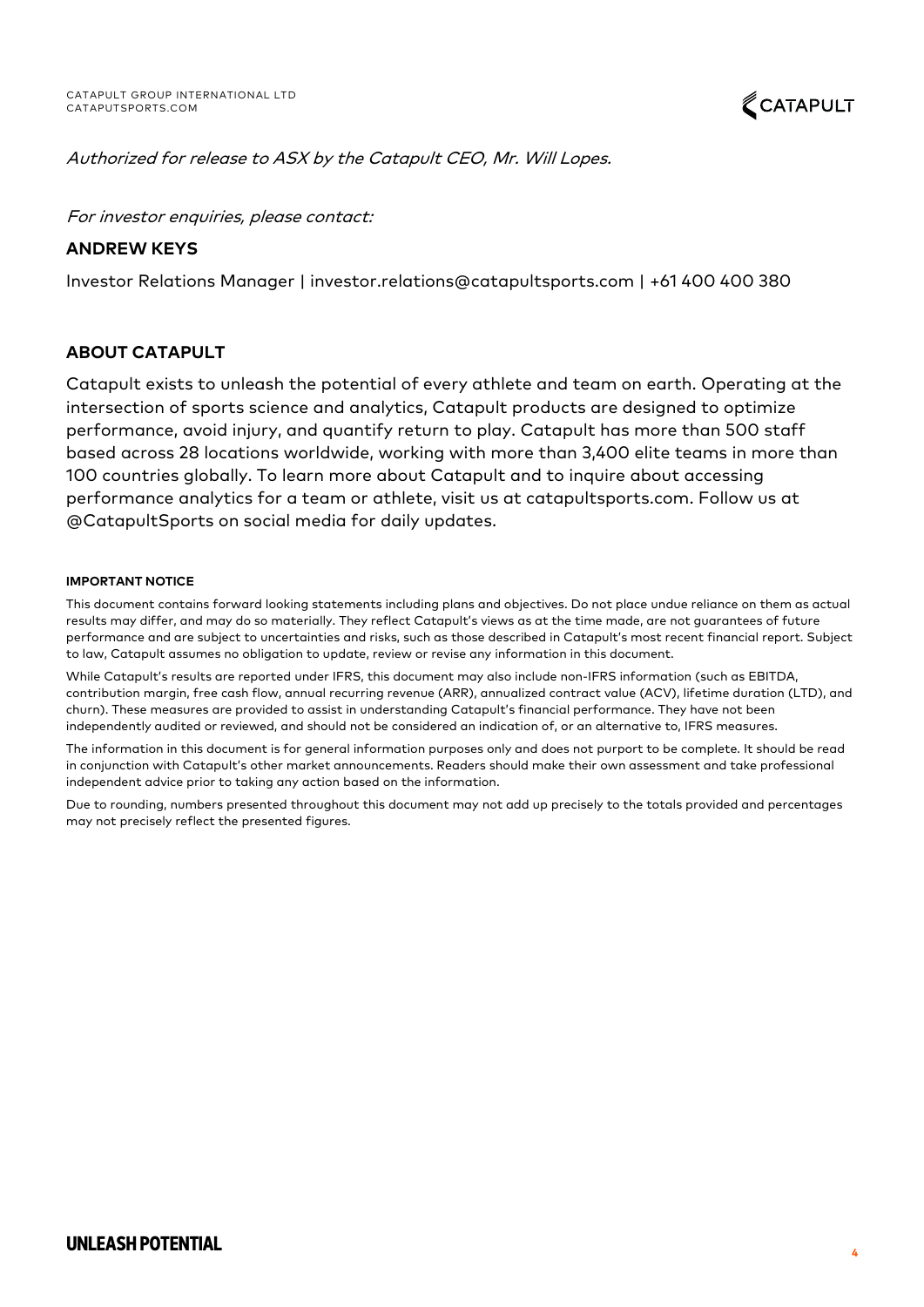*Authorized for release to ASX by the Catapult CEO, Mr. Will Lopes.*

*For investor enquiries, please contact:*

**ANDREW KEYS**

Investor Relations Manager | investor.relations@catapultsports.com | +61 400 400 380

## ABOUT CATAPULT

Catapult exists to unleash the potential of every athlete and team on earth. Operating at the intersection of sports science and analytics, Catapult products are designed to optimize performance, avoid injury, and quantify return to play. Catapult has more than 500 staff based across 28 locations worldwide, working with more than 3,400 elite teams in more than 100 countries globally. To learn more about Catapult and to inquire about accessing performance analytics for a team or athlete, visit us at catapultsports.com. Follow us at @CatapultSports on social media for daily updates.

#### IMPORTANT NOTICE

This document contains forward looking statements including plans and objectives. Do not place undue reliance on them as actual results may differ, and may do so materially. They reflect Catapult's views as at the time made, are not guarantees of future performance and are subject to uncertainties and risks, such as those described in Catapult's most recent financial report. Subject to law, Catapult assumes no obligation to update, review or revise any information in this document.

While Catapult's results are reported under IFRS, this document may also include non-IFRS information (such as EBITDA, contribution margin, free cash flow, annual recurring revenue (ARR), annualized contract value (ACV), lifetime duration (LTD), and churn). These measures are provided to assist in understanding Catapult's financial performance. They have not been independently audited or reviewed, and should not be considered an indication of, or an alternative to, IFRS measures.

The information in this document is for general information purposes only and does not purport to be complete. It should be read in conjunction with Catapult's other market announcements. Readers should make their own assessment and take professional independent advice prior to taking any action based on the information.

Due to rounding, numbers presented throughout this document may not add up precisely to the totals provided and percentages may not precisely reflect the presented figures.